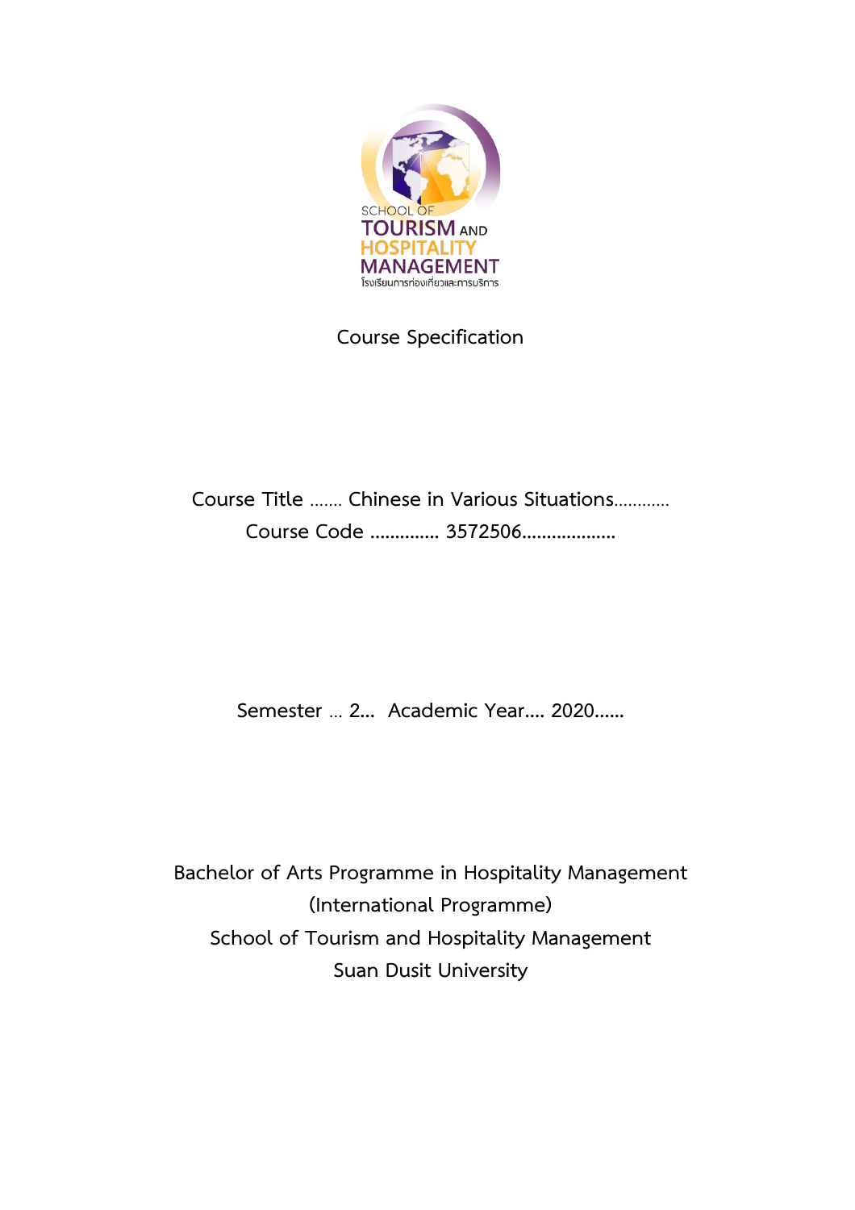SCHOOL OF TOURISM AND HOSPITALITY MANAGEMENT
โรงเรียนการท่องเที่ยวและการบริการ

# Course Specification

**Course Title ……. Chinese in Various Situations…………**

**Course Code ………….. 3572506……………….**

**Semester … 2… Academic Year…. 2020……**

**Bachelor of Arts Programme in Hospitality Management**
**(International Programme)**
**School of Tourism and Hospitality Management**
**Suan Dusit University**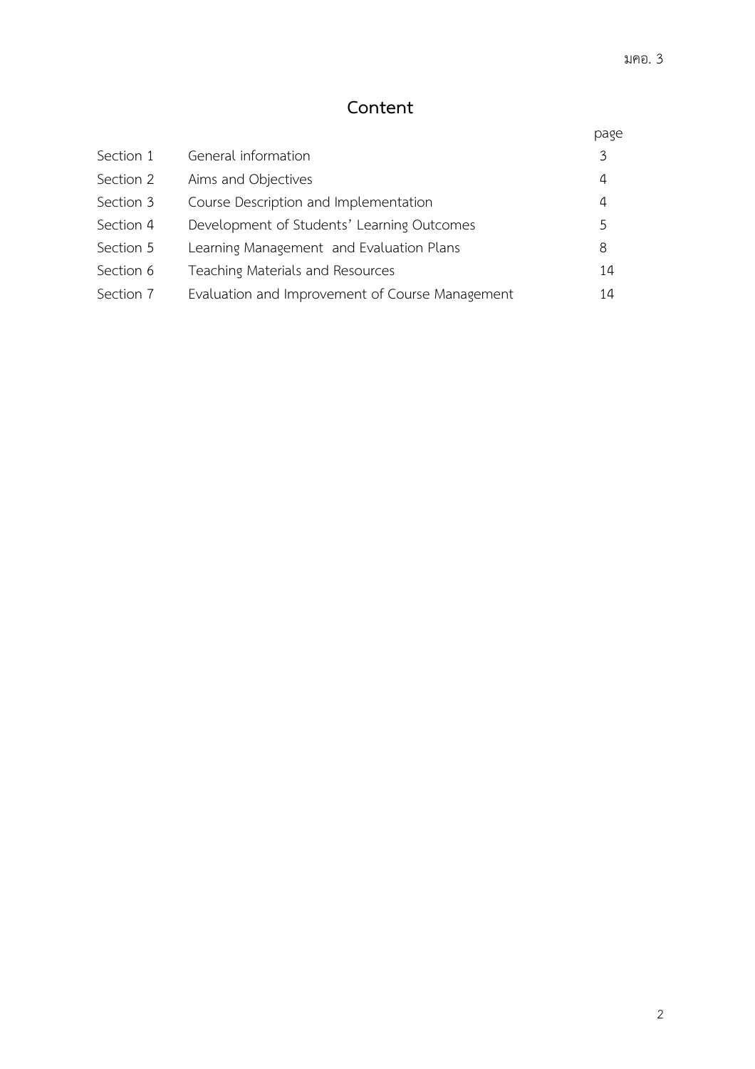# Content

| | | page |
|---|---|---|
| Section 1 | General information | 3 |
| Section 2 | Aims and Objectives | 4 |
| Section 3 | Course Description and Implementation | 4 |
| Section 4 | Development of Students' Learning Outcomes | 5 |
| Section 5 | Learning Management and Evaluation Plans | 8 |
| Section 6 | Teaching Materials and Resources | 14 |
| Section 7 | Evaluation and Improvement of Course Management | 14 |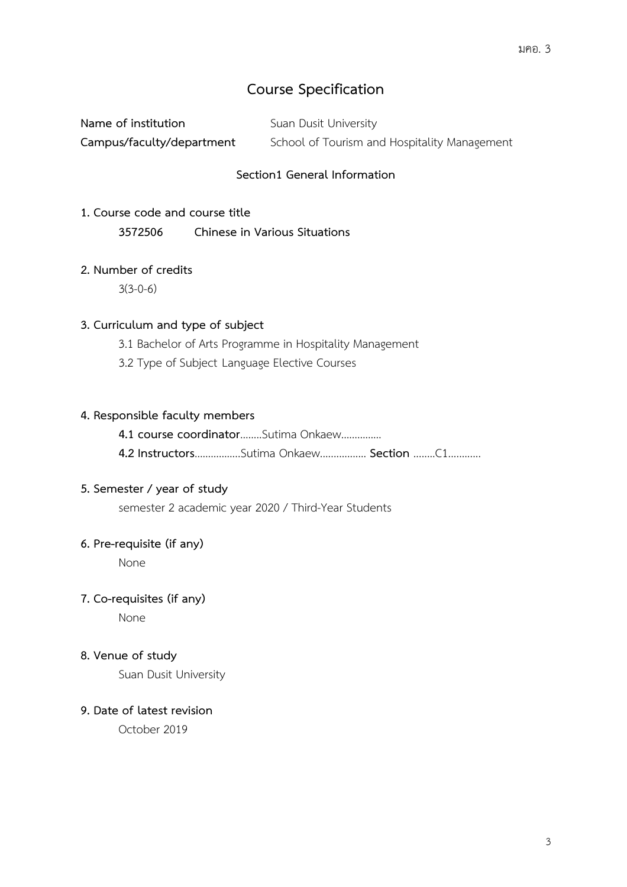# Course Specification

**Name of institution** Suan Dusit University

**Campus/faculty/department** School of Tourism and Hospitality Management

## Section1 General Information

**1. Course code and course title**

**3572506 Chinese in Various Situations**

**2. Number of credits**

3(3-0-6)

**3. Curriculum and type of subject**

3.1 Bachelor of Arts Programme in Hospitality Management

3.2 Type of Subject Language Elective Courses

**4. Responsible faculty members**

**4.1 course coordinator**........Sutima Onkaew..............

**4.2 Instructors**.................Sutima Onkaew................ **Section** ........C1............

**5. Semester / year of study**

semester 2 academic year 2020 / Third-Year Students

**6. Pre-requisite (if any)**

None

**7. Co-requisites (if any)**

None

**8. Venue of study**

Suan Dusit University

**9. Date of latest revision**

October 2019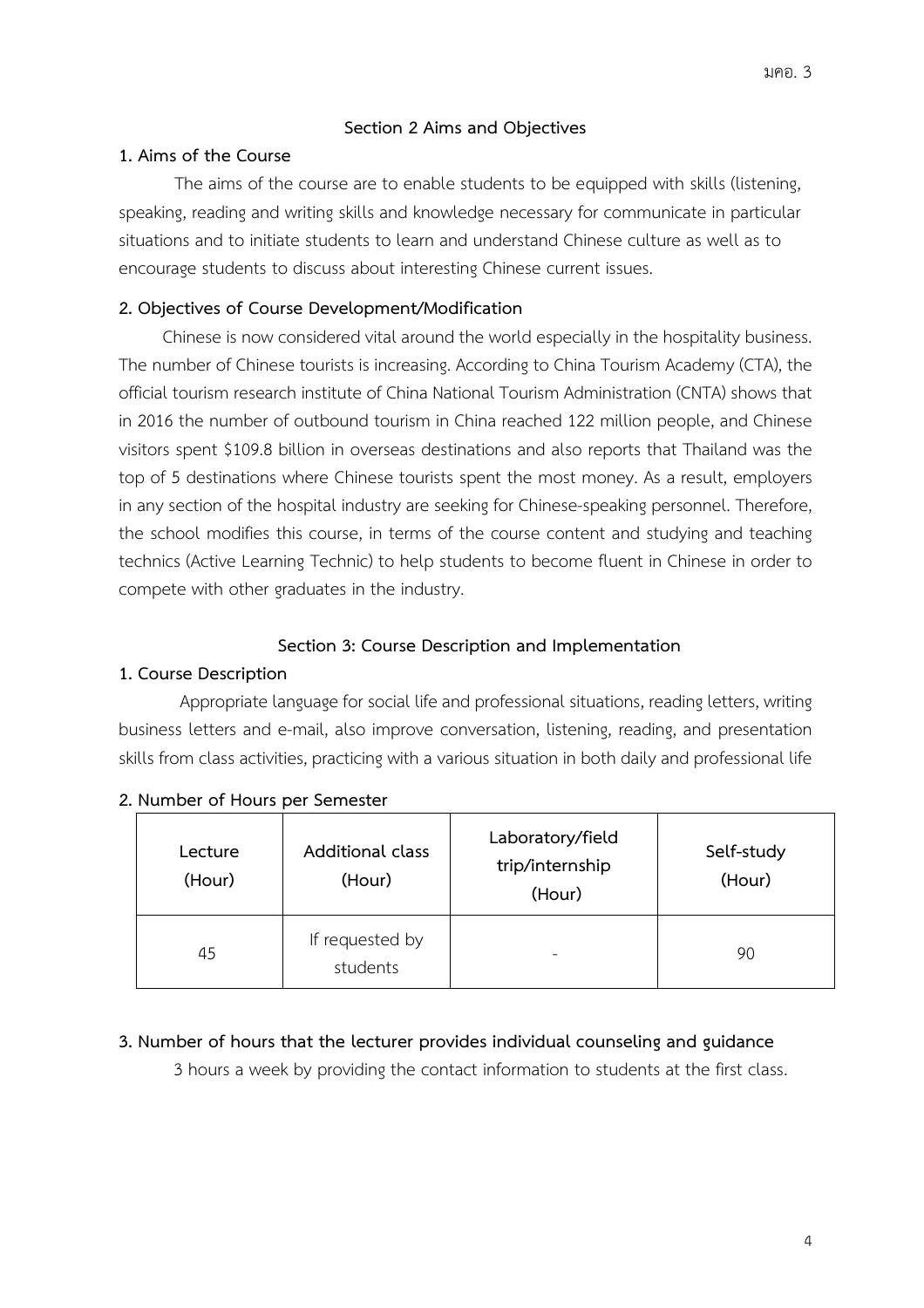## Section 2 Aims and Objectives

**1. Aims of the Course**

The aims of the course are to enable students to be equipped with skills (listening, speaking, reading and writing skills and knowledge necessary for communicate in particular situations and to initiate students to learn and understand Chinese culture as well as to encourage students to discuss about interesting Chinese current issues.

**2. Objectives of Course Development/Modification**

Chinese is now considered vital around the world especially in the hospitality business. The number of Chinese tourists is increasing. According to China Tourism Academy (CTA), the official tourism research institute of China National Tourism Administration (CNTA) shows that in 2016 the number of outbound tourism in China reached 122 million people, and Chinese visitors spent $109.8 billion in overseas destinations and also reports that Thailand was the top of 5 destinations where Chinese tourists spent the most money. As a result, employers in any section of the hospital industry are seeking for Chinese-speaking personnel. Therefore, the school modifies this course, in terms of the course content and studying and teaching technics (Active Learning Technic) to help students to become fluent in Chinese in order to compete with other graduates in the industry.

## Section 3: Course Description and Implementation

**1. Course Description**

Appropriate language for social life and professional situations, reading letters, writing business letters and e-mail, also improve conversation, listening, reading, and presentation skills from class activities, practicing with a various situation in both daily and professional life

**2. Number of Hours per Semester**

| Lecture (Hour) | Additional class (Hour) | Laboratory/field trip/internship (Hour) | Self-study (Hour) |
|---|---|---|---|
| 45 | If requested by students | - | 90 |

**3. Number of hours that the lecturer provides individual counseling and guidance**

3 hours a week by providing the contact information to students at the first class.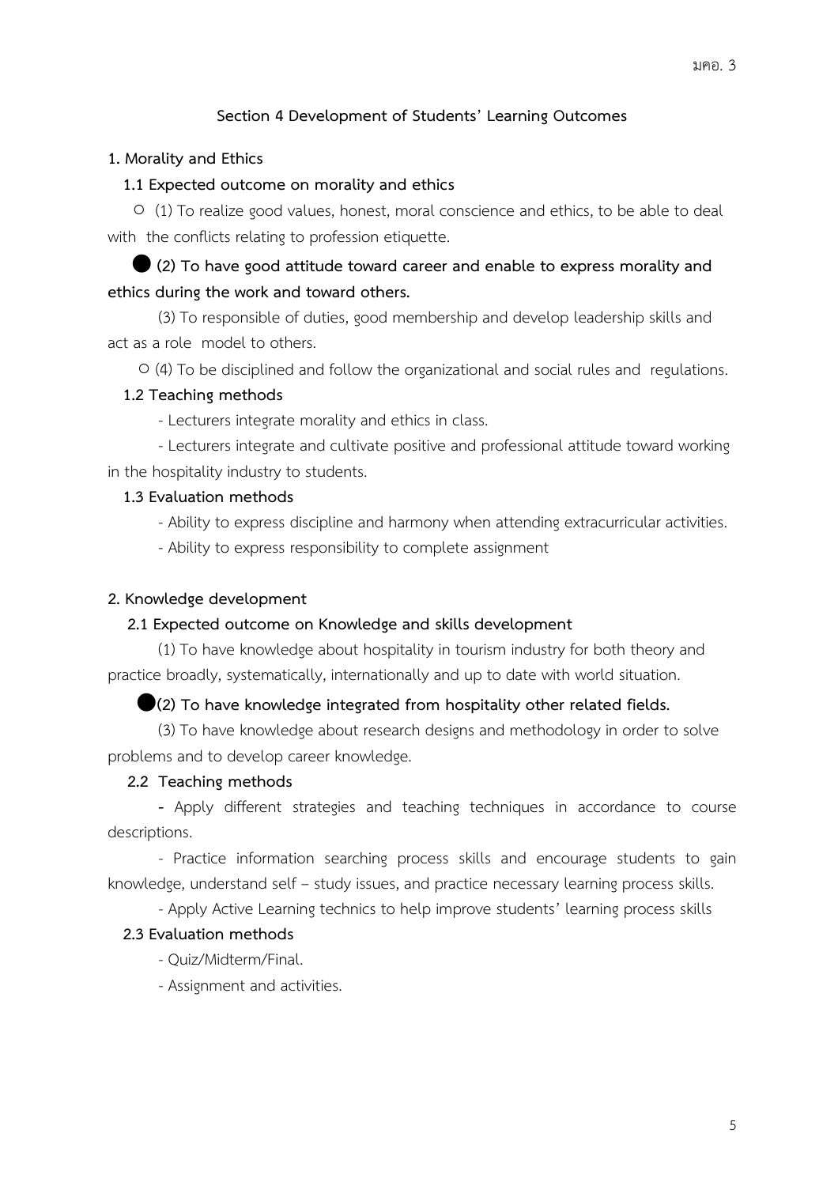## Section 4 Development of Students' Learning Outcomes

### 1. Morality and Ethics

#### 1.1 Expected outcome on morality and ethics

○ (1) To realize good values, honest, moral conscience and ethics, to be able to deal with the conflicts relating to profession etiquette.

● **(2) To have good attitude toward career and enable to express morality and ethics during the work and toward others.**

(3) To responsible of duties, good membership and develop leadership skills and act as a role model to others.

○ (4) To be disciplined and follow the organizational and social rules and regulations.

#### 1.2 Teaching methods

- Lecturers integrate morality and ethics in class.
- Lecturers integrate and cultivate positive and professional attitude toward working in the hospitality industry to students.

#### 1.3 Evaluation methods

- Ability to express discipline and harmony when attending extracurricular activities.
- Ability to express responsibility to complete assignment

### 2. Knowledge development

#### 2.1 Expected outcome on Knowledge and skills development

(1) To have knowledge about hospitality in tourism industry for both theory and practice broadly, systematically, internationally and up to date with world situation.

● **(2) To have knowledge integrated from hospitality other related fields.**

(3) To have knowledge about research designs and methodology in order to solve problems and to develop career knowledge.

#### 2.2 Teaching methods

- Apply different strategies and teaching techniques in accordance to course descriptions.
- Practice information searching process skills and encourage students to gain knowledge, understand self – study issues, and practice necessary learning process skills.
- Apply Active Learning technics to help improve students' learning process skills

#### 2.3 Evaluation methods

- Quiz/Midterm/Final.
- Assignment and activities.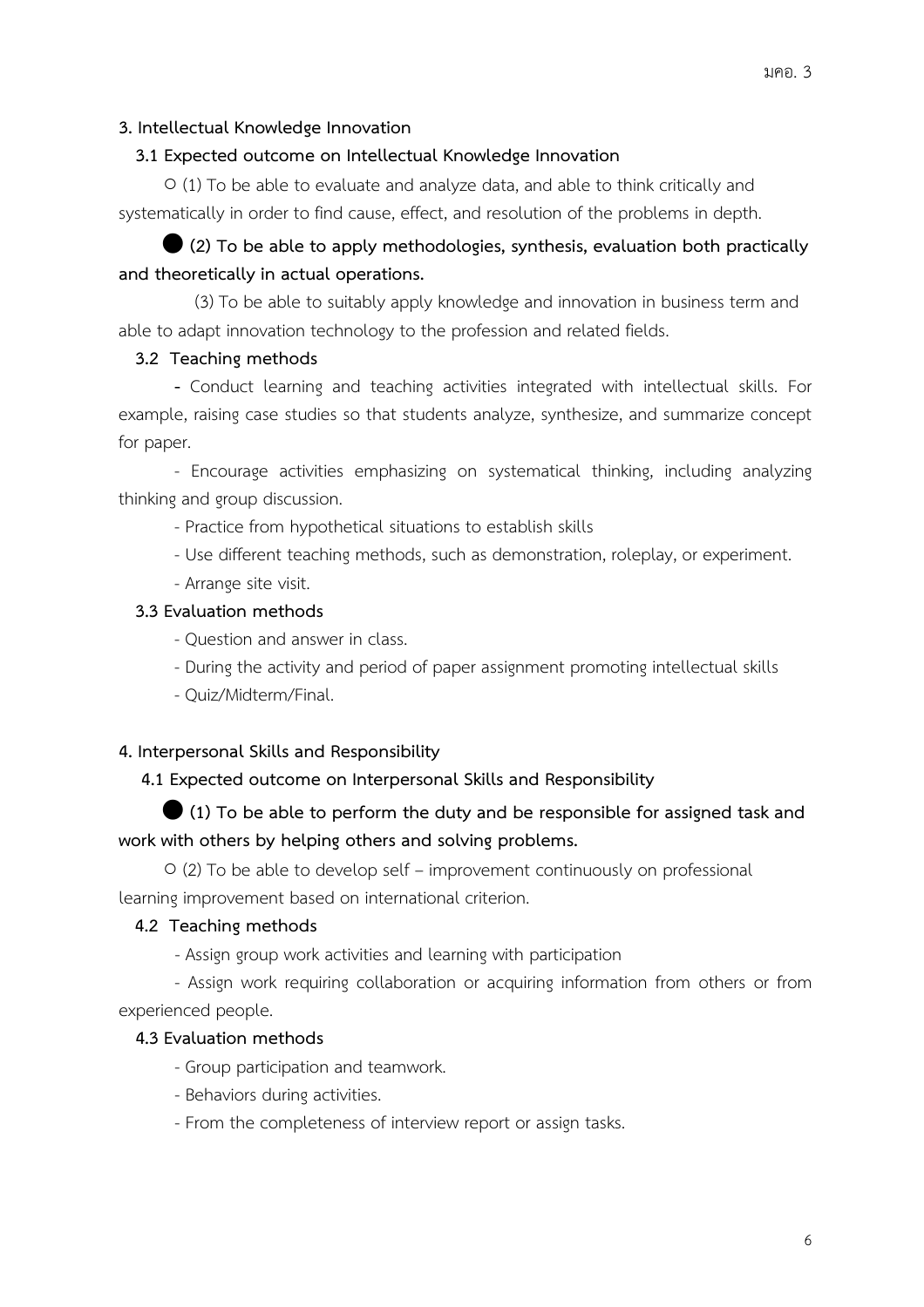**3. Intellectual Knowledge Innovation**

**3.1 Expected outcome on Intellectual Knowledge Innovation**

○ (1) To be able to evaluate and analyze data, and able to think critically and systematically in order to find cause, effect, and resolution of the problems in depth.

● **(2) To be able to apply methodologies, synthesis, evaluation both practically and theoretically in actual operations.**

(3) To be able to suitably apply knowledge and innovation in business term and able to adapt innovation technology to the profession and related fields.

**3.2 Teaching methods**

- Conduct learning and teaching activities integrated with intellectual skills. For example, raising case studies so that students analyze, synthesize, and summarize concept for paper.
- Encourage activities emphasizing on systematical thinking, including analyzing thinking and group discussion.
- Practice from hypothetical situations to establish skills
- Use different teaching methods, such as demonstration, roleplay, or experiment.
- Arrange site visit.

**3.3 Evaluation methods**

- Question and answer in class.
- During the activity and period of paper assignment promoting intellectual skills
- Quiz/Midterm/Final.

**4. Interpersonal Skills and Responsibility**

**4.1 Expected outcome on Interpersonal Skills and Responsibility**

● **(1) To be able to perform the duty and be responsible for assigned task and work with others by helping others and solving problems.**

○ (2) To be able to develop self – improvement continuously on professional learning improvement based on international criterion.

**4.2 Teaching methods**

- Assign group work activities and learning with participation
- Assign work requiring collaboration or acquiring information from others or from experienced people.

**4.3 Evaluation methods**

- Group participation and teamwork.
- Behaviors during activities.
- From the completeness of interview report or assign tasks.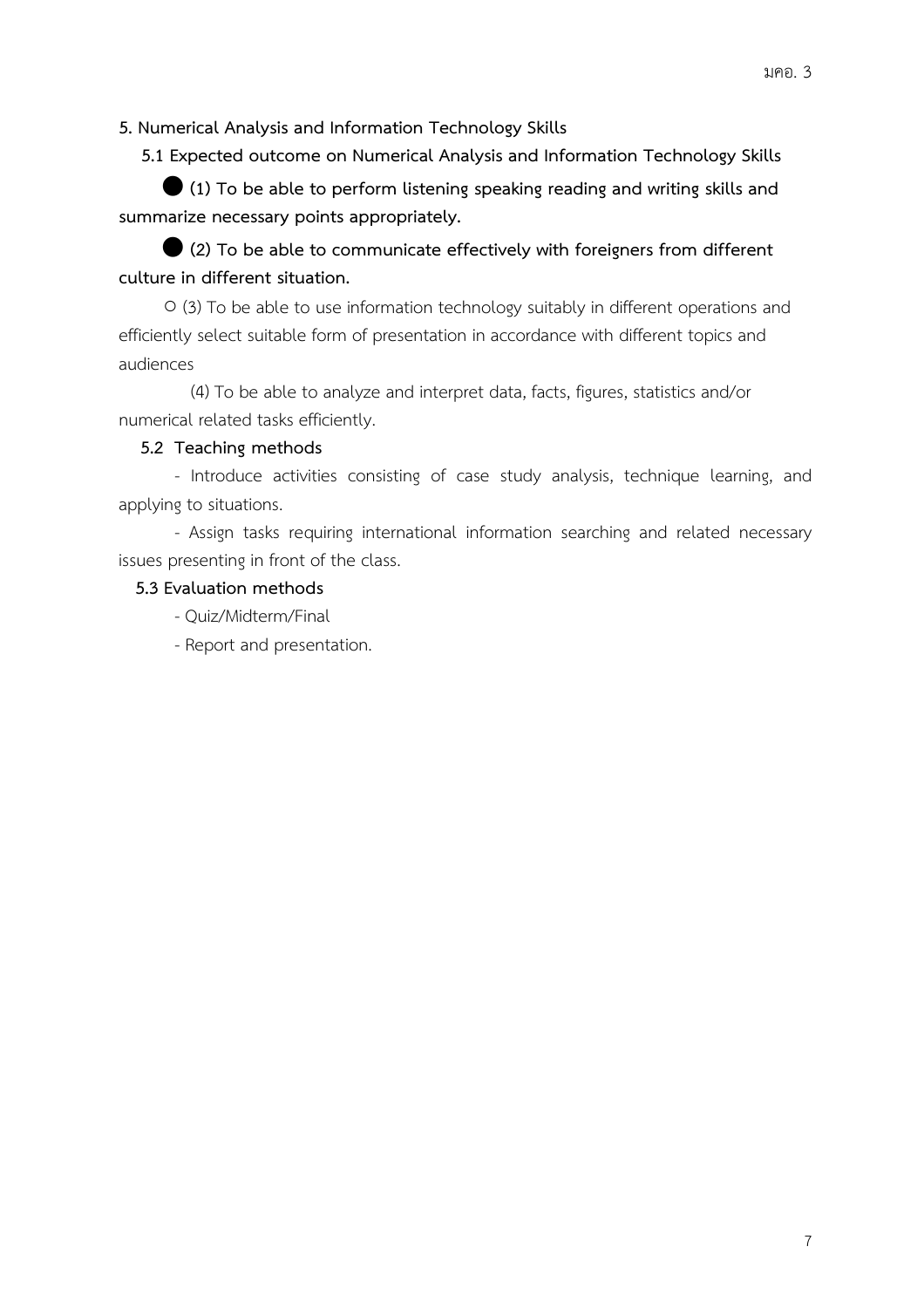**5. Numerical Analysis and Information Technology Skills**

**5.1 Expected outcome on Numerical Analysis and Information Technology Skills**

● **(1) To be able to perform listening speaking reading and writing skills and summarize necessary points appropriately.**

● **(2) To be able to communicate effectively with foreigners from different culture in different situation.**

○ (3) To be able to use information technology suitably in different operations and efficiently select suitable form of presentation in accordance with different topics and audiences

(4) To be able to analyze and interpret data, facts, figures, statistics and/or numerical related tasks efficiently.

**5.2 Teaching methods**

- Introduce activities consisting of case study analysis, technique learning, and applying to situations.
- Assign tasks requiring international information searching and related necessary issues presenting in front of the class.

**5.3 Evaluation methods**

- Quiz/Midterm/Final
- Report and presentation.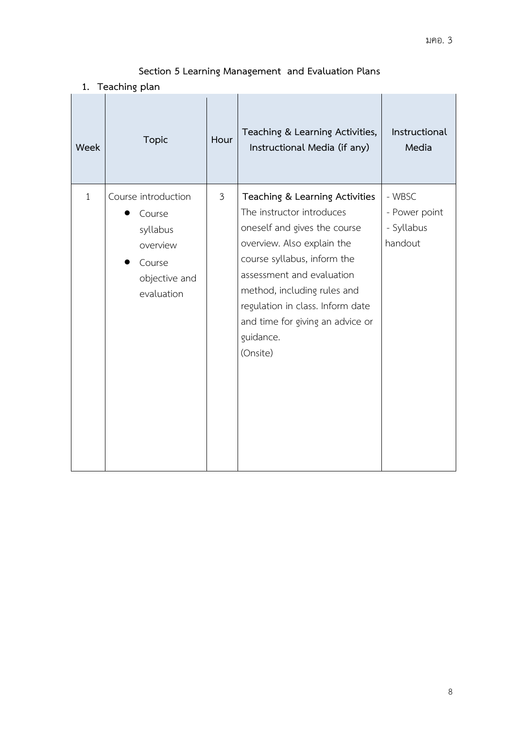## Section 5 Learning Management and Evaluation Plans

### 1. Teaching plan

| Week | Topic | Hour | Teaching & Learning Activities, Instructional Media (if any) | Instructional Media |
|---|---|---|---|---|
| 1 | Course introduction<br>• Course syllabus overview<br>• Course objective and evaluation | 3 | **Teaching & Learning Activities**<br>The instructor introduces oneself and gives the course overview. Also explain the course syllabus, inform the assessment and evaluation method, including rules and regulation in class. Inform date and time for giving an advice or guidance.<br>(Onsite) | - WBSC<br>- Power point<br>- Syllabus handout |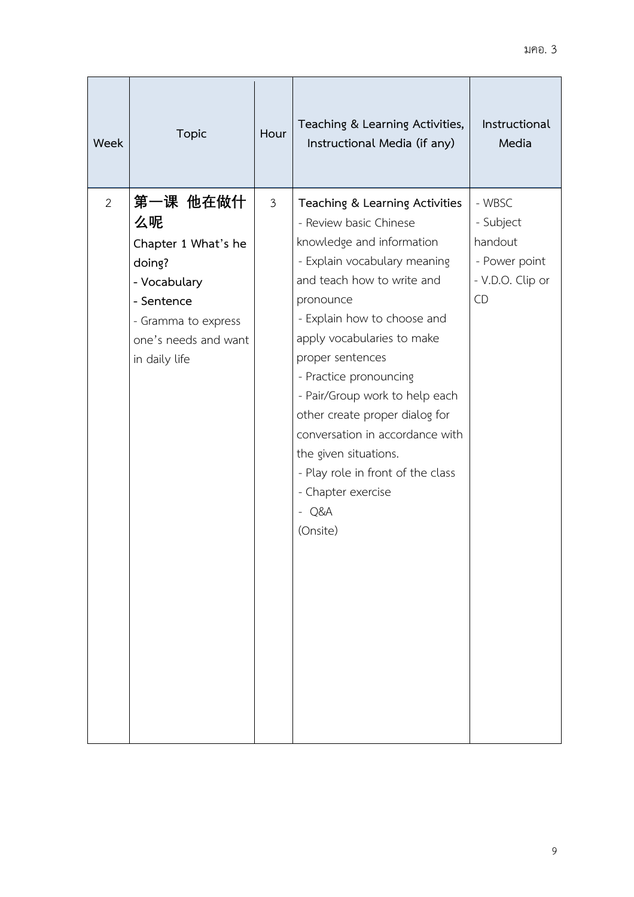| Week | Topic | Hour | Teaching & Learning Activities, Instructional Media (if any) | Instructional Media |
|---|---|---|---|---|
| 2 | **第一课 他在做什么呢**<br>**Chapter 1 What's he doing?**<br>**- Vocabulary**<br>**- Sentence**<br>- Gramma to express one's needs and want in daily life | 3 | **Teaching & Learning Activities**<br>- Review basic Chinese knowledge and information<br>- Explain vocabulary meaning and teach how to write and pronounce<br>- Explain how to choose and apply vocabularies to make proper sentences<br>- Practice pronouncing<br>- Pair/Group work to help each other create proper dialog for conversation in accordance with the given situations.<br>- Play role in front of the class<br>- Chapter exercise<br>- Q&A<br>(Onsite) | - WBSC<br>- Subject handout<br>- Power point<br>- V.D.O. Clip or CD |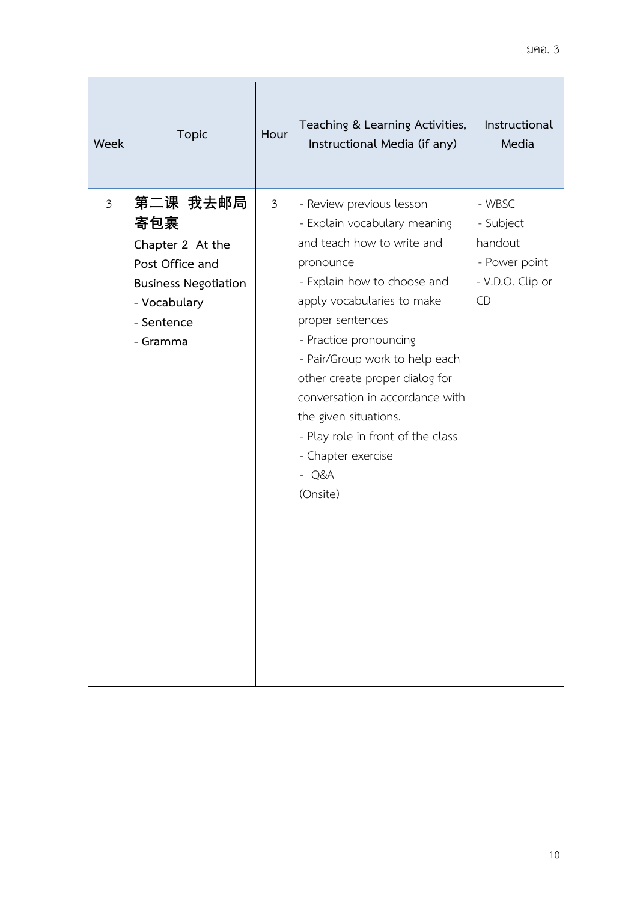| Week | Topic | Hour | Teaching & Learning Activities, Instructional Media (if any) | Instructional Media |
|---|---|---|---|---|
| 3 | **第二课 我去邮局寄包裹**<br>Chapter 2 At the Post Office and Business Negotiation<br>- Vocabulary<br>- Sentence<br>- Gramma | 3 | - Review previous lesson<br>- Explain vocabulary meaning and teach how to write and pronounce<br>- Explain how to choose and apply vocabularies to make proper sentences<br>- Practice pronouncing<br>- Pair/Group work to help each other create proper dialog for conversation in accordance with the given situations.<br>- Play role in front of the class<br>- Chapter exercise<br>- Q&A<br>(Onsite) | - WBSC<br>- Subject handout<br>- Power point<br>- V.D.O. Clip or CD |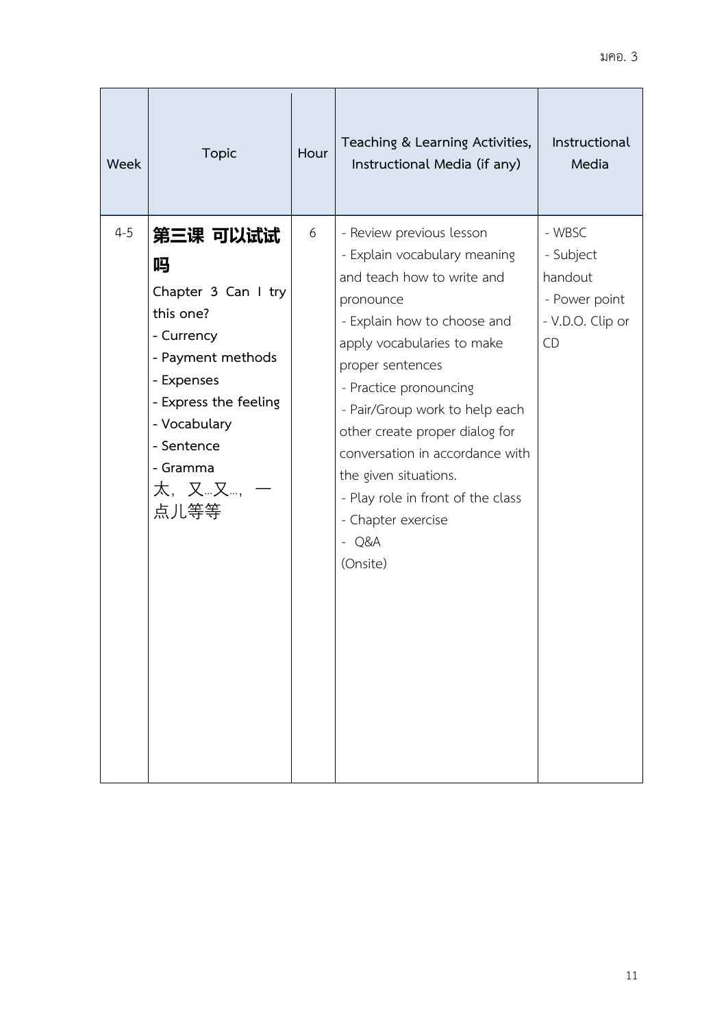| Week | Topic | Hour | Teaching & Learning Activities, Instructional Media (if any) | Instructional Media |
|---|---|---|---|---|
| 4-5 | **第三课 可以试试吗**<br>Chapter 3 Can I try this one?<br>- Currency<br>- Payment methods<br>- Expenses<br>- Express the feeling<br>- Vocabulary<br>- Sentence<br>- Gramma<br>太，又…又…，一点儿等等 | 6 | - Review previous lesson<br>- Explain vocabulary meaning and teach how to write and pronounce<br>- Explain how to choose and apply vocabularies to make proper sentences<br>- Practice pronouncing<br>- Pair/Group work to help each other create proper dialog for conversation in accordance with the given situations.<br>- Play role in front of the class<br>- Chapter exercise<br>- Q&A<br>(Onsite) | - WBSC<br>- Subject handout<br>- Power point<br>- V.D.O. Clip or CD |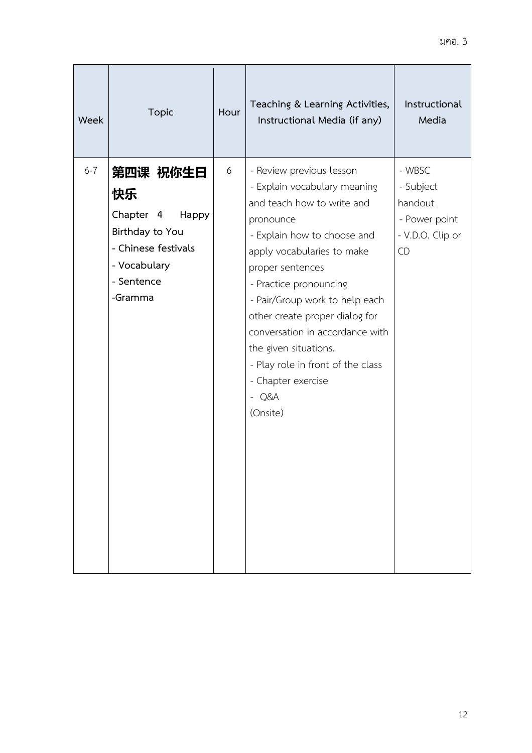| Week | Topic | Hour | Teaching & Learning Activities, Instructional Media (if any) | Instructional Media |
|---|---|---|---|---|
| 6-7 | **第四课 祝你生日快乐**<br>**Chapter 4 Happy Birthday to You**<br>**- Chinese festivals**<br>**- Vocabulary**<br>**- Sentence**<br>**-Gramma** | 6 | - Review previous lesson<br>- Explain vocabulary meaning and teach how to write and pronounce<br>- Explain how to choose and apply vocabularies to make proper sentences<br>- Practice pronouncing<br>- Pair/Group work to help each other create proper dialog for conversation in accordance with the given situations.<br>- Play role in front of the class<br>- Chapter exercise<br>- Q&A<br>(Onsite) | - WBSC<br>- Subject handout<br>- Power point<br>- V.D.O. Clip or CD |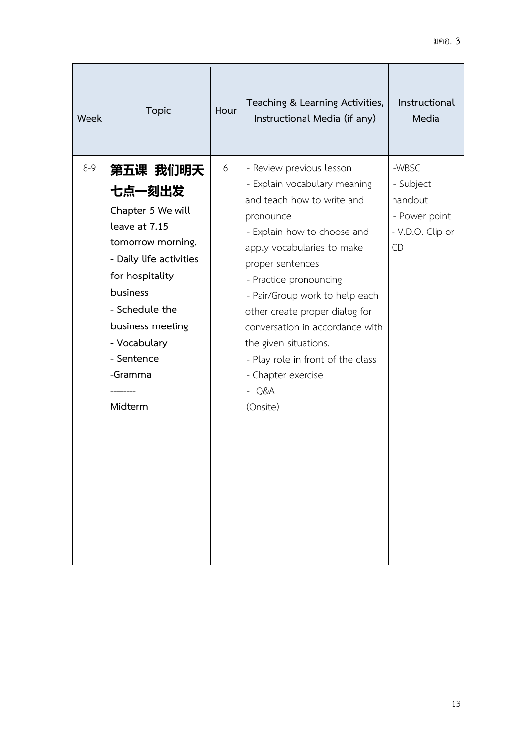| Week | Topic | Hour | Teaching & Learning Activities, Instructional Media (if any) | Instructional Media |
| --- | --- | --- | --- | --- |
| 8-9 | **第五课 我们明天七点一刻出发**<br>**Chapter 5 We will leave at 7.15 tomorrow morning.**<br>**- Daily life activities for hospitality business**<br>**- Schedule the business meeting**<br>**- Vocabulary**<br>**- Sentence**<br>**-Gramma**<br>**--------**<br>**Midterm** | 6 | - Review previous lesson<br>- Explain vocabulary meaning and teach how to write and pronounce<br>- Explain how to choose and apply vocabularies to make proper sentences<br>- Practice pronouncing<br>- Pair/Group work to help each other create proper dialog for conversation in accordance with the given situations.<br>- Play role in front of the class<br>- Chapter exercise<br>- Q&A<br>(Onsite) | -WBSC<br>- Subject handout<br>- Power point<br>- V.D.O. Clip or CD |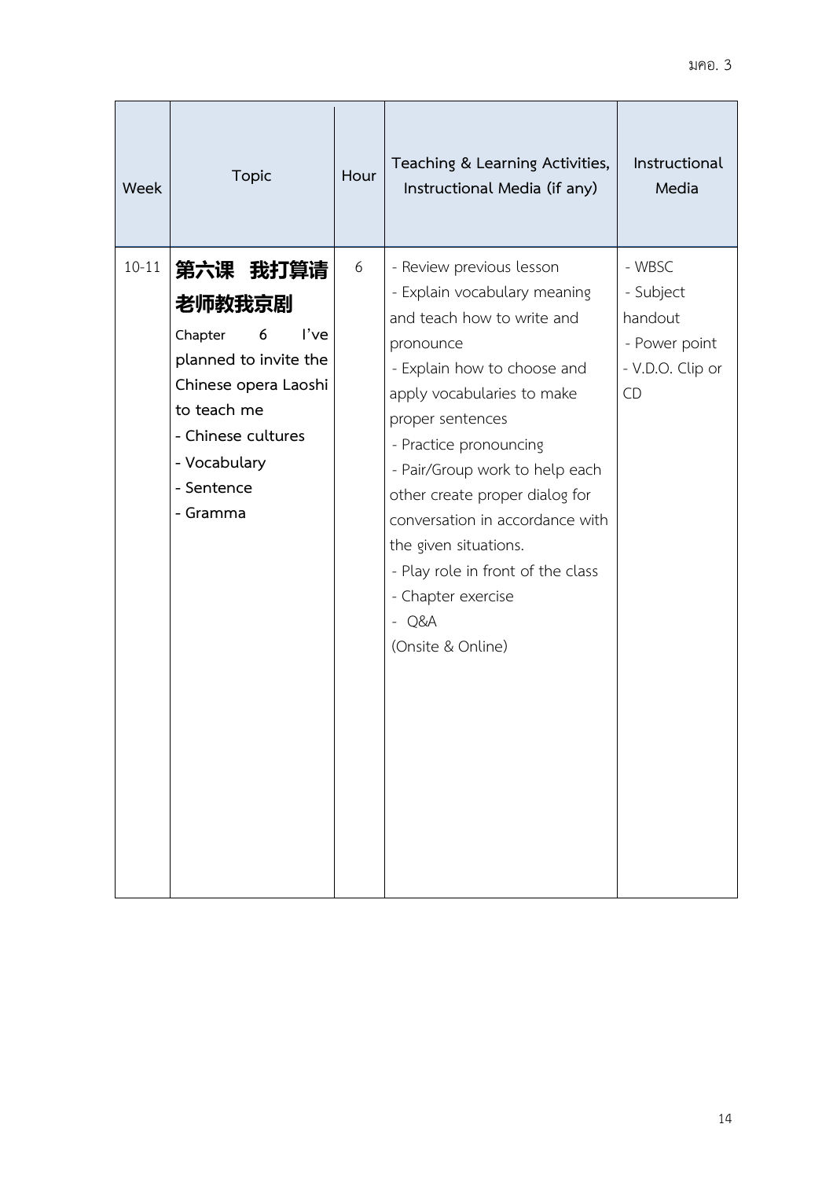| Week | Topic | Hour | Teaching & Learning Activities, Instructional Media (if any) | Instructional Media |
|---|---|---|---|---|
| 10-11 | **第六课 我打算请老师教我京剧**<br>**Chapter 6 I've planned to invite the Chinese opera Laoshi to teach me**<br>**- Chinese cultures**<br>**- Vocabulary**<br>**- Sentence**<br>**- Gramma** | 6 | - Review previous lesson<br>- Explain vocabulary meaning and teach how to write and pronounce<br>- Explain how to choose and apply vocabularies to make proper sentences<br>- Practice pronouncing<br>- Pair/Group work to help each other create proper dialog for conversation in accordance with the given situations.<br>- Play role in front of the class<br>- Chapter exercise<br>- Q&A<br>(Onsite & Online) | - WBSC<br>- Subject handout<br>- Power point<br>- V.D.O. Clip or CD |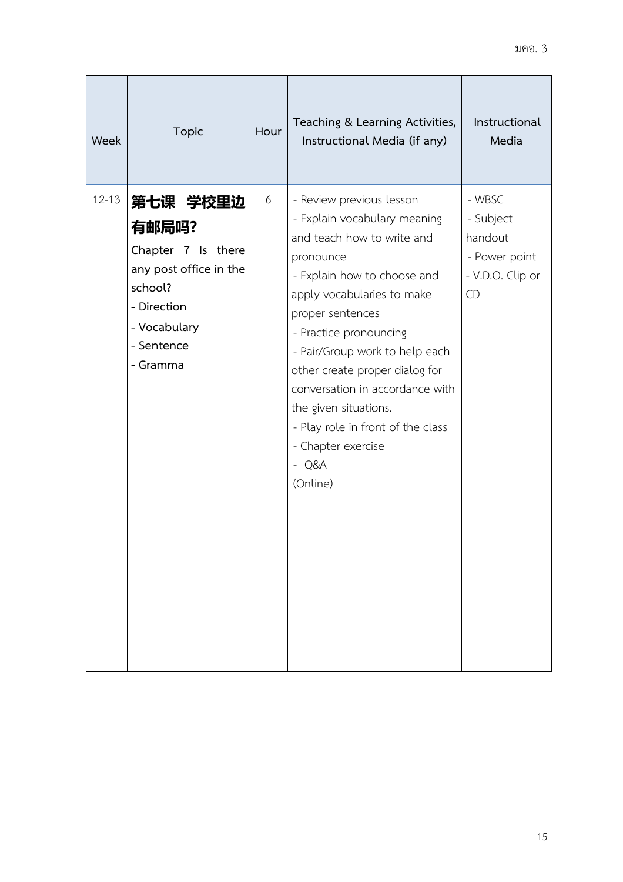| Week | Topic | Hour | Teaching & Learning Activities, Instructional Media (if any) | Instructional Media |
|---|---|---|---|---|
| 12-13 | **第七课 学校里边有邮局吗?**<br>**Chapter 7 Is there any post office in the school?**<br>**- Direction**<br>**- Vocabulary**<br>**- Sentence**<br>**- Gramma** | 6 | - Review previous lesson<br>- Explain vocabulary meaning and teach how to write and pronounce<br>- Explain how to choose and apply vocabularies to make proper sentences<br>- Practice pronouncing<br>- Pair/Group work to help each other create proper dialog for conversation in accordance with the given situations.<br>- Play role in front of the class<br>- Chapter exercise<br>- Q&A<br>(Online) | - WBSC<br>- Subject handout<br>- Power point<br>- V.D.O. Clip or CD |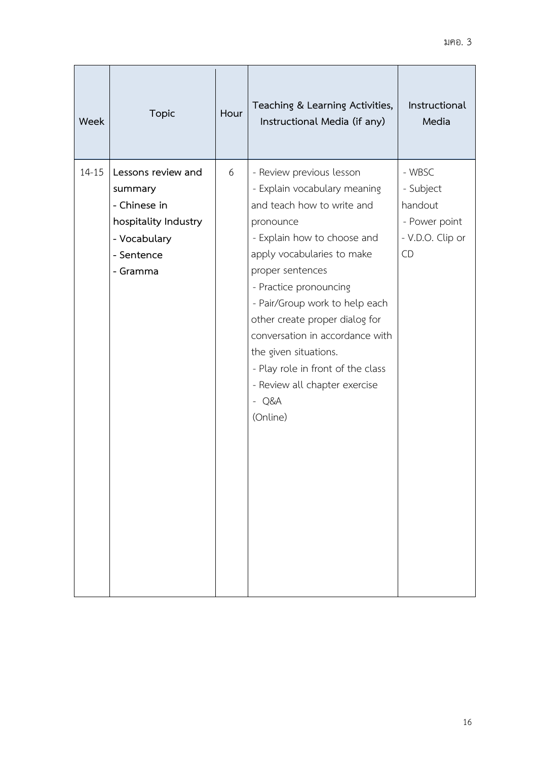| Week | Topic | Hour | Teaching & Learning Activities, Instructional Media (if any) | Instructional Media |
|---|---|---|---|---|
| 14-15 | **Lessons review and summary**<br>**- Chinese in hospitality Industry**<br>**- Vocabulary**<br>**- Sentence**<br>**- Gramma** | 6 | - Review previous lesson<br>- Explain vocabulary meaning and teach how to write and pronounce<br>- Explain how to choose and apply vocabularies to make proper sentences<br>- Practice pronouncing<br>- Pair/Group work to help each other create proper dialog for conversation in accordance with the given situations.<br>- Play role in front of the class<br>- Review all chapter exercise<br>- Q&A<br>(Online) | - WBSC<br>- Subject handout<br>- Power point<br>- V.D.O. Clip or CD |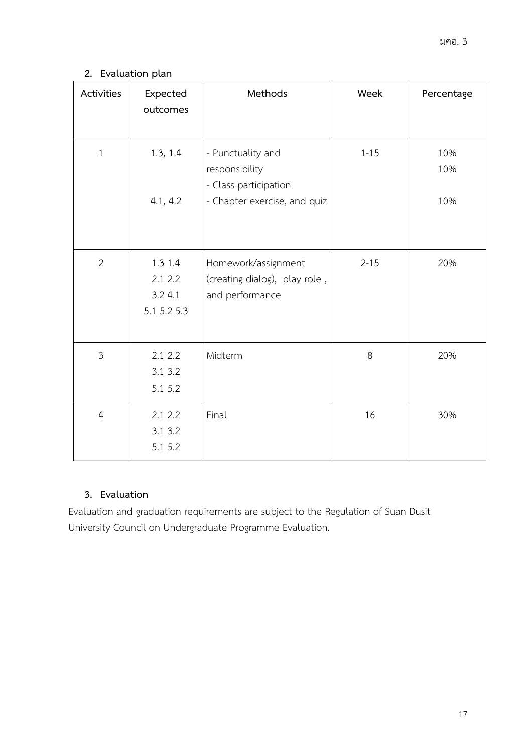## 2. Evaluation plan

| Activities | Expected outcomes | Methods | Week | Percentage |
|---|---|---|---|---|
| 1 | 1.3, 1.4<br><br>4.1, 4.2 | - Punctuality and responsibility<br>- Class participation<br>- Chapter exercise, and quiz | 1-15 | 10%<br>10%<br>10% |
| 2 | 1.3 1.4<br>2.1 2.2<br>3.2 4.1<br>5.1 5.2 5.3 | Homework/assignment (creating dialog), play role , and performance | 2-15 | 20% |
| 3 | 2.1 2.2<br>3.1 3.2<br>5.1 5.2 | Midterm | 8 | 20% |
| 4 | 2.1 2.2<br>3.1 3.2<br>5.1 5.2 | Final | 16 | 30% |

## 3. Evaluation

Evaluation and graduation requirements are subject to the Regulation of Suan Dusit University Council on Undergraduate Programme Evaluation.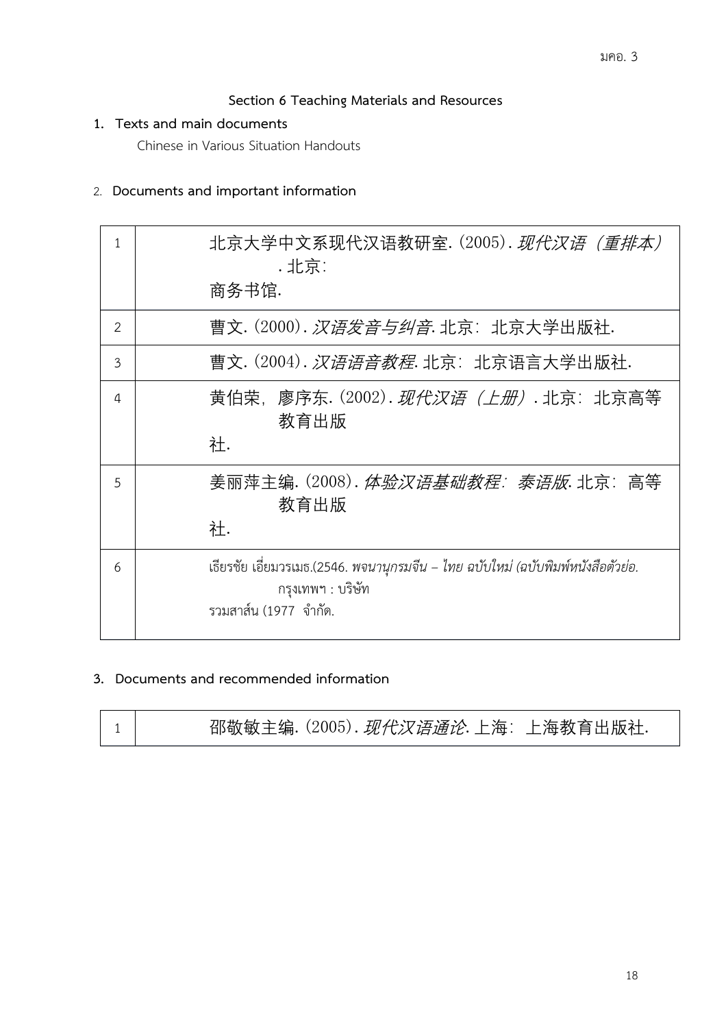## Section 6 Teaching Materials and Resources

1. **Texts and main documents**

   Chinese in Various Situation Handouts

2. **Documents and important information**

| | |
|---|---|
| 1 | 北京大学中文系现代汉语教研室. (2005). *现代汉语（重排本）*. 北京：商务书馆. |
| 2 | 曹文. (2000). *汉语发音与纠音*. 北京：北京大学出版社. |
| 3 | 曹文. (2004). *汉语语音教程*. 北京：北京语言大学出版社. |
| 4 | 黄伯荣，廖序东. (2002). *现代汉语（上册）*. 北京：北京高等教育出版社. |
| 5 | 姜丽萍主编. (2008). *体验汉语基础教程：泰语版*. 北京：高等教育出版社. |
| 6 | เธียรชัย เอี่ยมวรเมธ.(2546. *พจนานุกรมจีน – ไทย ฉบับใหม่ (ฉบับพิมพ์หนังสือตัวย่อ.* กรุงเทพฯ : บริษัท รวมสาส์น (1977 จำกัด. |

3. **Documents and recommended information**

| | |
|---|---|
| 1 | 邵敬敏主编. (2005). *现代汉语通论*. 上海：上海教育出版社. |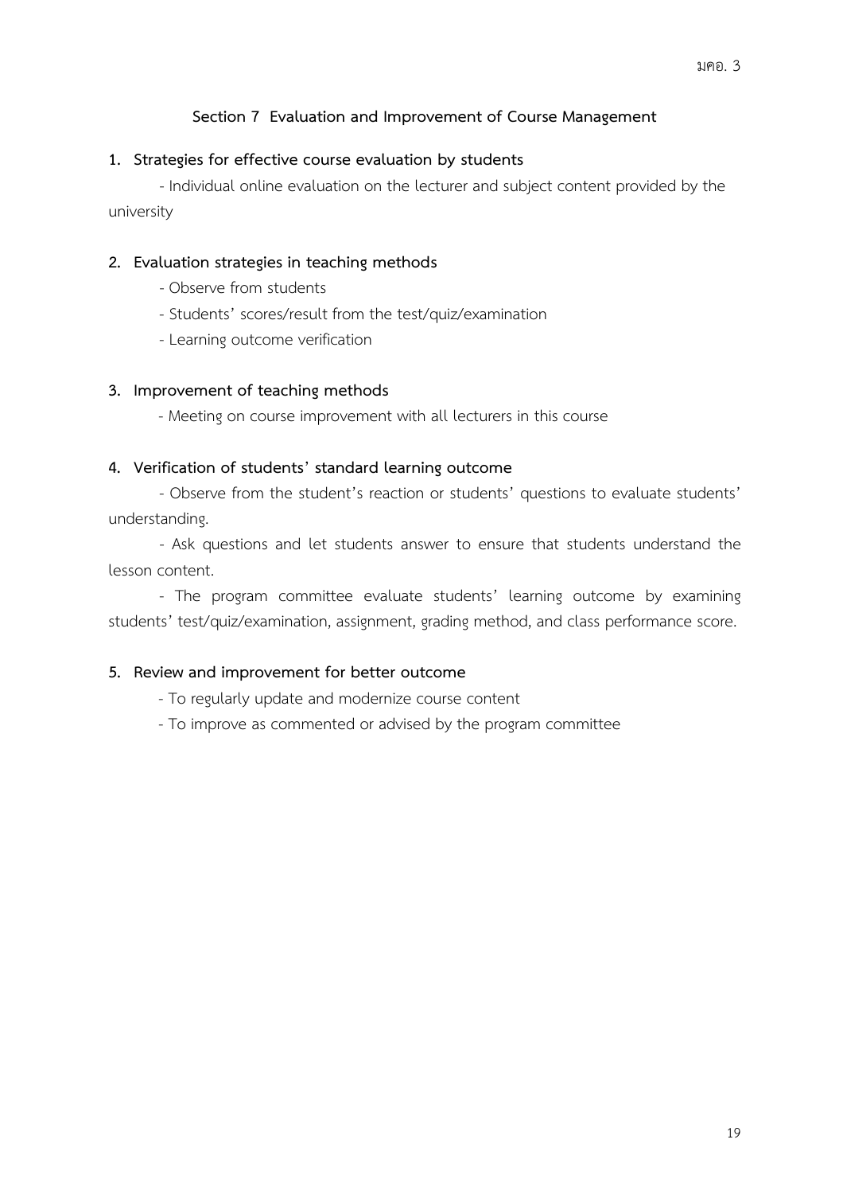## Section 7 Evaluation and Improvement of Course Management

**1. Strategies for effective course evaluation by students**

- Individual online evaluation on the lecturer and subject content provided by the university

**2. Evaluation strategies in teaching methods**

- Observe from students
- Students' scores/result from the test/quiz/examination
- Learning outcome verification

**3. Improvement of teaching methods**

- Meeting on course improvement with all lecturers in this course

**4. Verification of students' standard learning outcome**

- Observe from the student's reaction or students' questions to evaluate students' understanding.
- Ask questions and let students answer to ensure that students understand the lesson content.
- The program committee evaluate students' learning outcome by examining students' test/quiz/examination, assignment, grading method, and class performance score.

**5. Review and improvement for better outcome**

- To regularly update and modernize course content
- To improve as commented or advised by the program committee